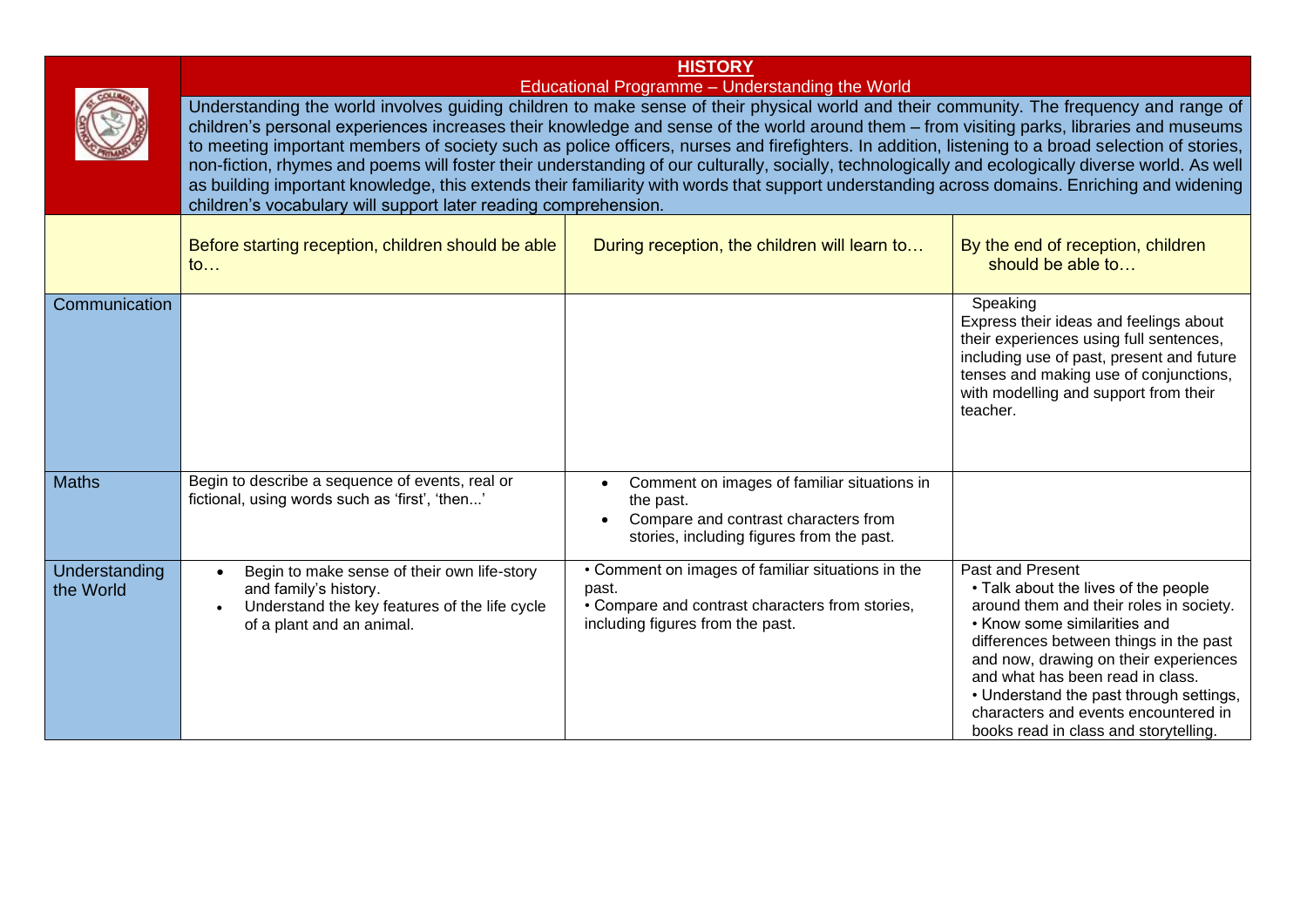# HISTORY

Educational Programme – Understanding the World

Understanding the world involves guiding children to make sense of their physical world and their community. The frequency and range of children's personal experiences increases their knowledge and sense of the world around them – from visiting parks, libraries and museums to meeting important members of society such as police officers, nurses and firefighters. In addition, listening to a broad selection of stories, non-fiction, rhymes and poems will foster their understanding of our culturally, socially, technologically and ecologically diverse world. As well as building important knowledge, this extends their familiarity with words that support understanding across domains. Enriching and widening children's vocabulary will support later reading comprehension.

| | Before starting reception, children should be able to… | During reception, the children will learn to… | By the end of reception, children should be able to… |
|---|---|---|---|
| Communication | | | Speaking<br>Express their ideas and feelings about their experiences using full sentences, including use of past, present and future tenses and making use of conjunctions, with modelling and support from their teacher. |
| Maths | Begin to describe a sequence of events, real or fictional, using words such as 'first', 'then...' | • Comment on images of familiar situations in the past.<br>• Compare and contrast characters from stories, including figures from the past. | |
| Understanding the World | • Begin to make sense of their own life-story and family's history.<br>• Understand the key features of the life cycle of a plant and an animal. | • Comment on images of familiar situations in the past.<br>• Compare and contrast characters from stories, including figures from the past. | Past and Present<br>• Talk about the lives of the people around them and their roles in society.<br>• Know some similarities and differences between things in the past and now, drawing on their experiences and what has been read in class.<br>• Understand the past through settings, characters and events encountered in books read in class and storytelling. |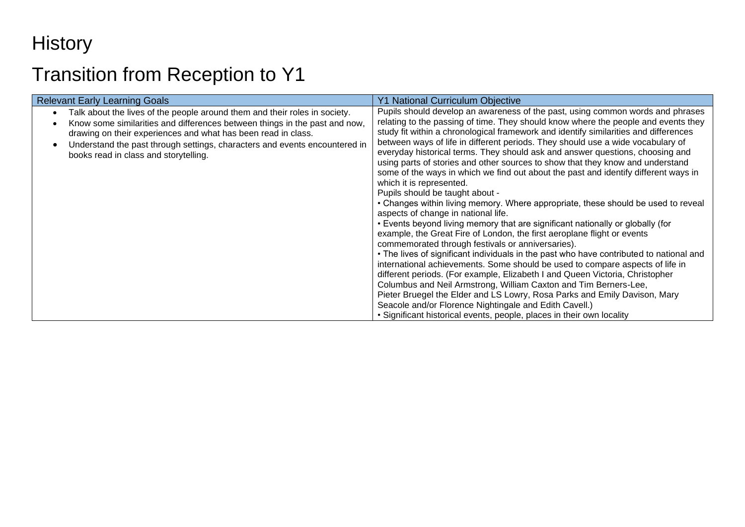# History

# Transition from Reception to Y1

| Relevant Early Learning Goals | Y1 National Curriculum Objective |
|---|---|
| • Talk about the lives of the people around them and their roles in society.<br>• Know some similarities and differences between things in the past and now, drawing on their experiences and what has been read in class.<br>• Understand the past through settings, characters and events encountered in books read in class and storytelling. | Pupils should develop an awareness of the past, using common words and phrases relating to the passing of time. They should know where the people and events they study fit within a chronological framework and identify similarities and differences between ways of life in different periods. They should use a wide vocabulary of everyday historical terms. They should ask and answer questions, choosing and using parts of stories and other sources to show that they know and understand some of the ways in which we find out about the past and identify different ways in which it is represented.<br>Pupils should be taught about -<br>• Changes within living memory. Where appropriate, these should be used to reveal aspects of change in national life.<br>• Events beyond living memory that are significant nationally or globally (for example, the Great Fire of London, the first aeroplane flight or events commemorated through festivals or anniversaries).<br>• The lives of significant individuals in the past who have contributed to national and international achievements. Some should be used to compare aspects of life in different periods. (For example, Elizabeth I and Queen Victoria, Christopher Columbus and Neil Armstrong, William Caxton and Tim Berners-Lee, Pieter Bruegel the Elder and LS Lowry, Rosa Parks and Emily Davison, Mary Seacole and/or Florence Nightingale and Edith Cavell.)<br>• Significant historical events, people, places in their own locality |